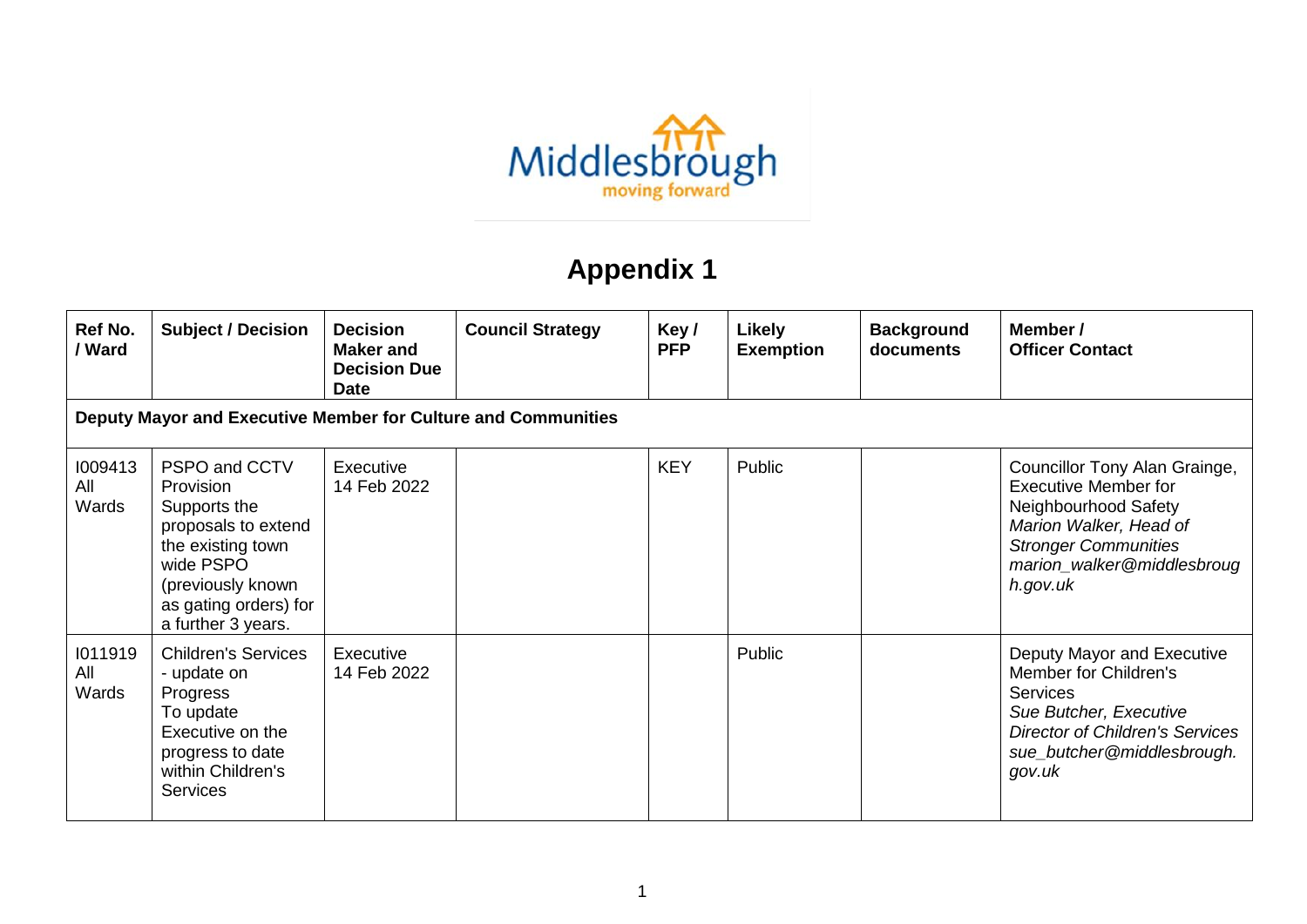# Appendix 1

| Ref No. / Ward | Subject / Decision | Decision Maker and Decision Due Date | Council Strategy | Key / PFP | Likely Exemption | Background documents | Member / Officer Contact |
|---|---|---|---|---|---|---|---|
| **Deputy Mayor and Executive Member for Culture and Communities** | | | | | | | |
| I009413 All Wards | PSPO and CCTV Provision Supports the proposals to extend the existing town wide PSPO (previously known as gating orders) for a further 3 years. | Executive 14 Feb 2022 | | KEY | Public | | Councillor Tony Alan Grainge, Executive Member for Neighbourhood Safety *Marion Walker, Head of Stronger Communities marion_walker@middlesbrough.gov.uk* |
| I011919 All Wards | Children's Services - update on Progress To update Executive on the progress to date within Children's Services | Executive 14 Feb 2022 | | | Public | | Deputy Mayor and Executive Member for Children's Services *Sue Butcher, Executive Director of Children's Services sue_butcher@middlesbrough.gov.uk* |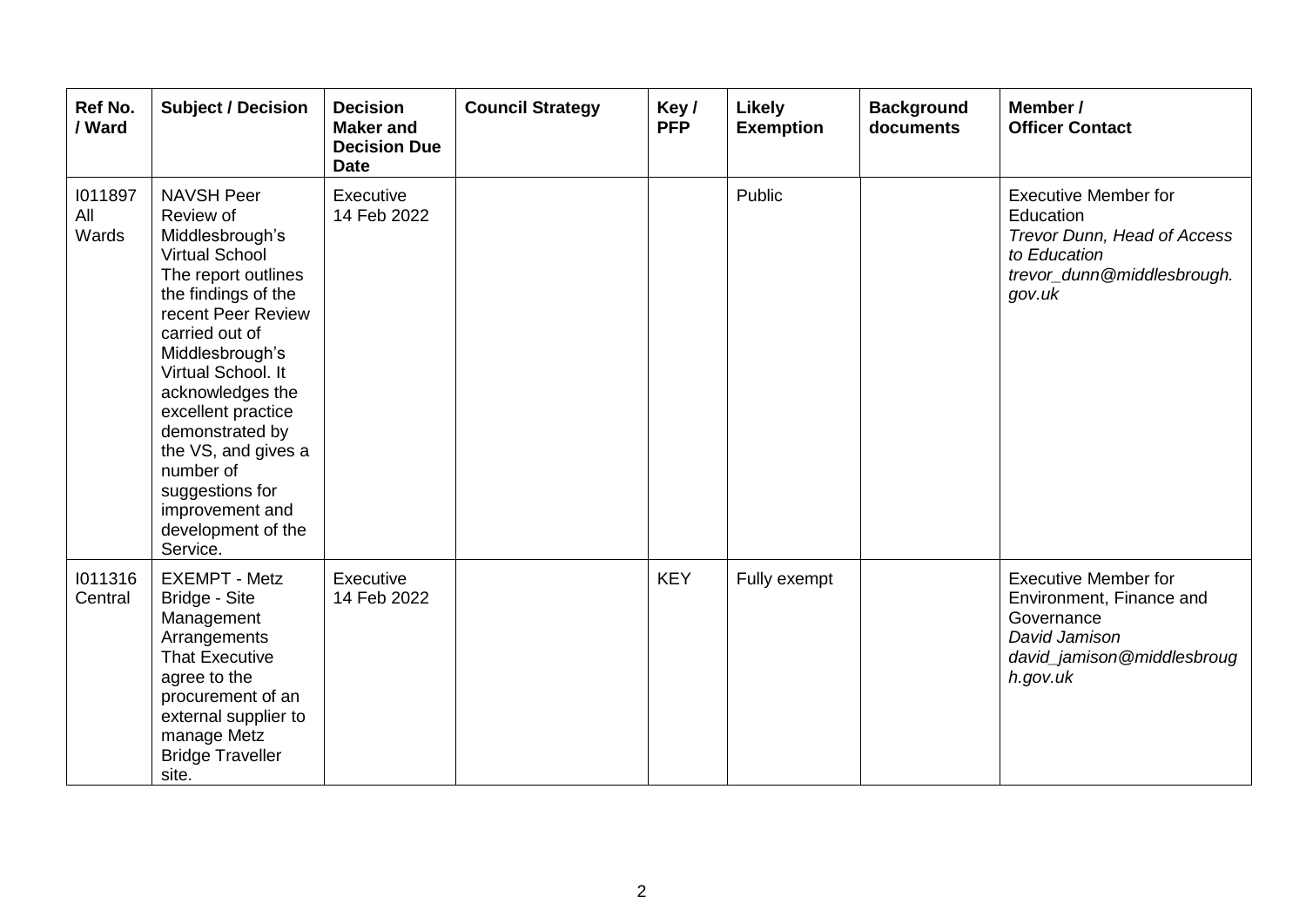| Ref No. / Ward | Subject / Decision | Decision Maker and Decision Due Date | Council Strategy | Key / PFP | Likely Exemption | Background documents | Member / Officer Contact |
|---|---|---|---|---|---|---|---|
| I011897 All Wards | NAVSH Peer Review of Middlesbrough's Virtual School The report outlines the findings of the recent Peer Review carried out of Middlesbrough's Virtual School. It acknowledges the excellent practice demonstrated by the VS, and gives a number of suggestions for improvement and development of the Service. | Executive 14 Feb 2022 | | | Public | | Executive Member for Education *Trevor Dunn, Head of Access to Education trevor_dunn@middlesbrough.gov.uk* |
| I011316 Central | EXEMPT - Metz Bridge - Site Management Arrangements That Executive agree to the procurement of an external supplier to manage Metz Bridge Traveller site. | Executive 14 Feb 2022 | | KEY | Fully exempt | | Executive Member for Environment, Finance and Governance *David Jamison david_jamison@middlesbrough.gov.uk* |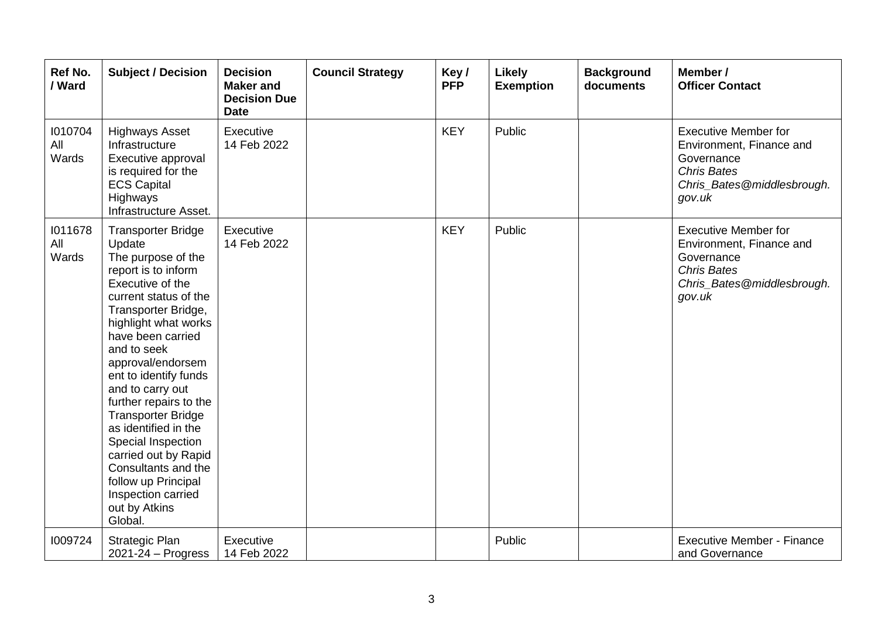| Ref No. / Ward | Subject / Decision | Decision Maker and Decision Due Date | Council Strategy | Key / PFP | Likely Exemption | Background documents | Member / Officer Contact |
|---|---|---|---|---|---|---|---|
| I010704 All Wards | Highways Asset Infrastructure Executive approval is required for the ECS Capital Highways Infrastructure Asset. | Executive 14 Feb 2022 | | KEY | Public | | Executive Member for Environment, Finance and Governance *Chris Bates* *Chris_Bates@middlesbrough.gov.uk* |
| I011678 All Wards | Transporter Bridge Update The purpose of the report is to inform Executive of the current status of the Transporter Bridge, highlight what works have been carried and to seek approval/endorsement to identify funds and to carry out further repairs to the Transporter Bridge as identified in the Special Inspection carried out by Rapid Consultants and the follow up Principal Inspection carried out by Atkins Global. | Executive 14 Feb 2022 | | KEY | Public | | Executive Member for Environment, Finance and Governance *Chris Bates* *Chris_Bates@middlesbrough.gov.uk* |
| I009724 | Strategic Plan 2021-24 – Progress | Executive 14 Feb 2022 | | | Public | | Executive Member - Finance and Governance |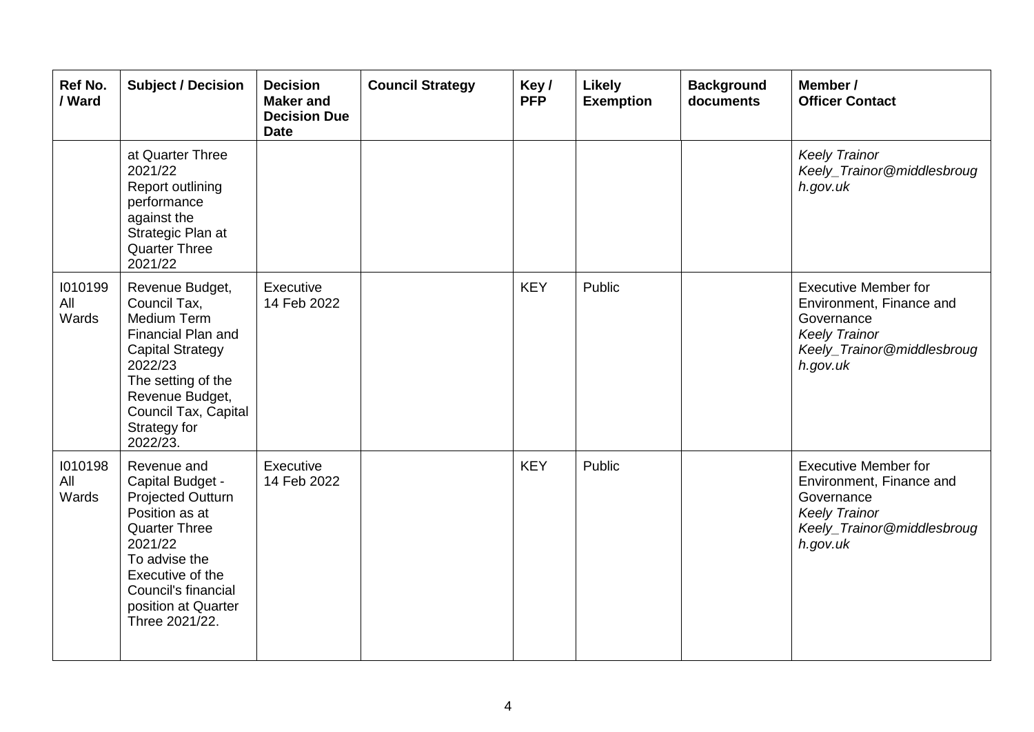| Ref No. / Ward | Subject / Decision | Decision Maker and Decision Due Date | Council Strategy | Key / PFP | Likely Exemption | Background documents | Member / Officer Contact |
|---|---|---|---|---|---|---|---|
| | at Quarter Three 2021/22<br>Report outlining performance against the Strategic Plan at Quarter Three 2021/22 | | | | | | *Keely Trainor*<br>*Keely_Trainor@middlesbrough.gov.uk* |
| I010199<br>All Wards | Revenue Budget, Council Tax, Medium Term Financial Plan and Capital Strategy 2022/23<br>The setting of the Revenue Budget, Council Tax, Capital Strategy for 2022/23. | Executive<br>14 Feb 2022 | | KEY | Public | | Executive Member for Environment, Finance and Governance<br>*Keely Trainor*<br>*Keely_Trainor@middlesbrough.gov.uk* |
| I010198<br>All Wards | Revenue and Capital Budget - Projected Outturn Position as at Quarter Three 2021/22<br>To advise the Executive of the Council's financial position at Quarter Three 2021/22. | Executive<br>14 Feb 2022 | | KEY | Public | | Executive Member for Environment, Finance and Governance<br>*Keely Trainor*<br>*Keely_Trainor@middlesbrough.gov.uk* |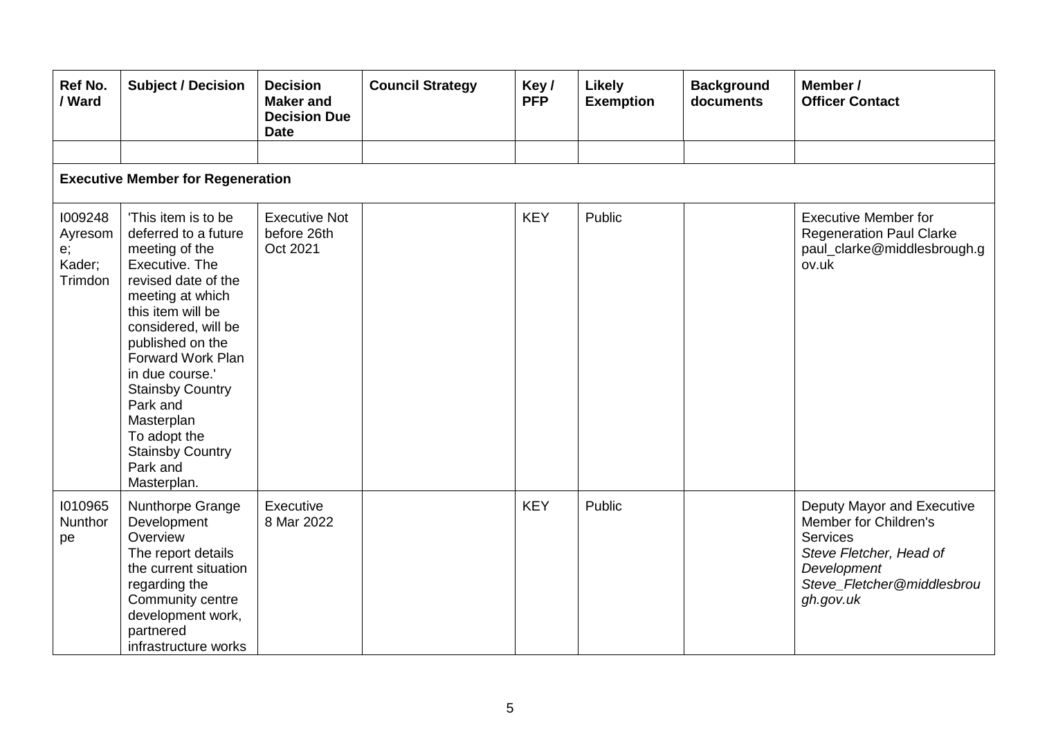| Ref No. / Ward | Subject / Decision | Decision Maker and Decision Due Date | Council Strategy | Key / PFP | Likely Exemption | Background documents | Member / Officer Contact |
|---|---|---|---|---|---|---|---|
| | | | | | | | |
| **Executive Member for Regeneration** | | | | | | | |
| I009248 Ayresome; Kader; Trimdon | 'This item is to be deferred to a future meeting of the Executive. The revised date of the meeting at which this item will be considered, will be published on the Forward Work Plan in due course.' Stainsby Country Park and Masterplan To adopt the Stainsby Country Park and Masterplan. | Executive Not before 26th Oct 2021 | | KEY | Public | | Executive Member for Regeneration Paul Clarke paul_clarke@middlesbrough.gov.uk |
| I010965 Nunthorpe | Nunthorpe Grange Development Overview The report details the current situation regarding the Community centre development work, partnered infrastructure works | Executive 8 Mar 2022 | | KEY | Public | | Deputy Mayor and Executive Member for Children's Services *Steve Fletcher, Head of Development Steve_Fletcher@middlesbrough.gov.uk* |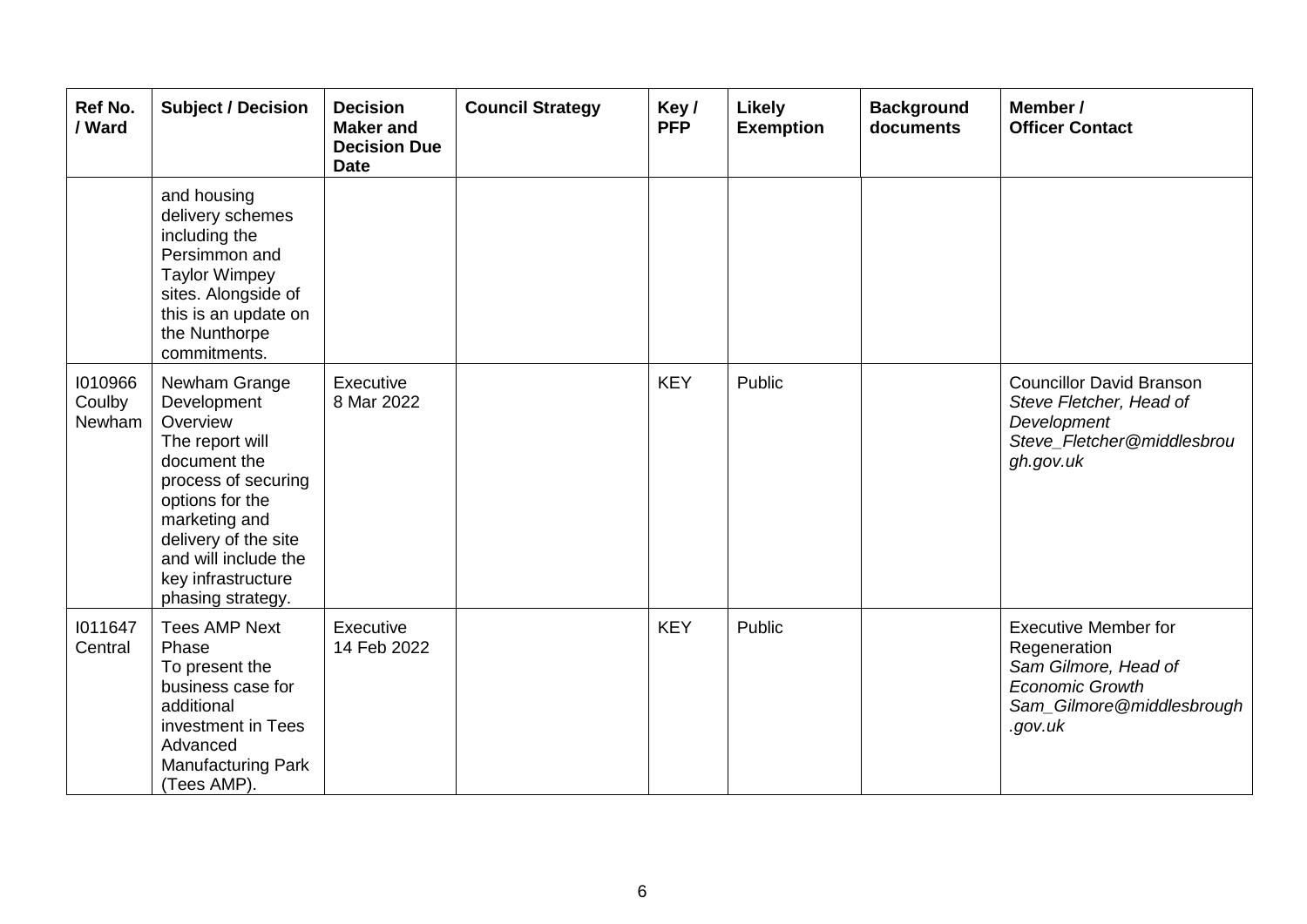| Ref No. / Ward | Subject / Decision | Decision Maker and Decision Due Date | Council Strategy | Key / PFP | Likely Exemption | Background documents | Member / Officer Contact |
|---|---|---|---|---|---|---|---|
| | and housing delivery schemes including the Persimmon and Taylor Wimpey sites. Alongside of this is an update on the Nunthorpe commitments. | | | | | | |
| I010966 Coulby Newham | Newham Grange Development Overview The report will document the process of securing options for the marketing and delivery of the site and will include the key infrastructure phasing strategy. | Executive 8 Mar 2022 | | KEY | Public | | Councillor David Branson *Steve Fletcher, Head of Development* *Steve_Fletcher@middlesbrough.gov.uk* |
| I011647 Central | Tees AMP Next Phase To present the business case for additional investment in Tees Advanced Manufacturing Park (Tees AMP). | Executive 14 Feb 2022 | | KEY | Public | | Executive Member for Regeneration *Sam Gilmore, Head of Economic Growth* *Sam_Gilmore@middlesbrough.gov.uk* |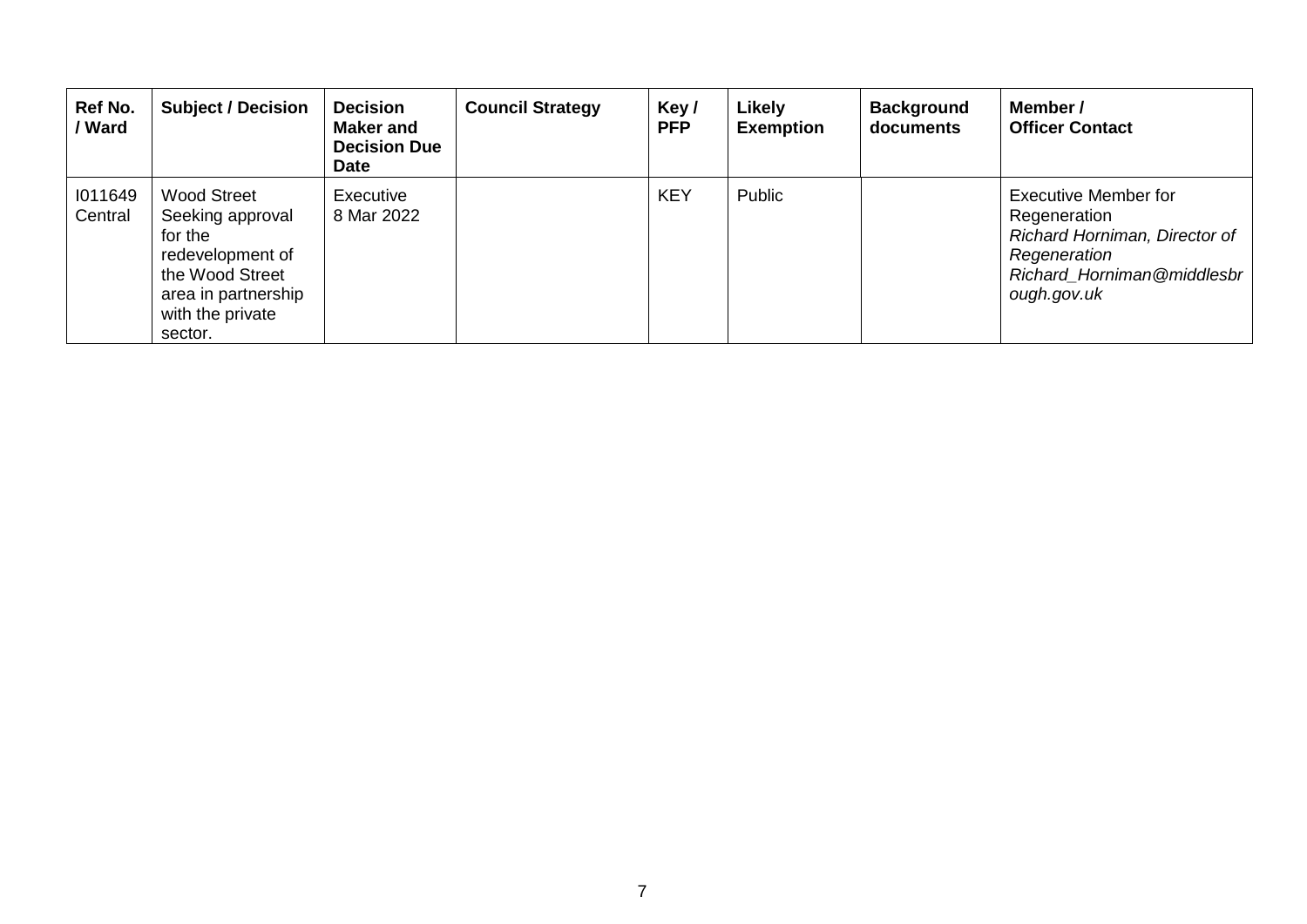| Ref No. / Ward | Subject / Decision | Decision Maker and Decision Due Date | Council Strategy | Key / PFP | Likely Exemption | Background documents | Member / Officer Contact |
|---|---|---|---|---|---|---|---|
| I011649 Central | Wood Street Seeking approval for the redevelopment of the Wood Street area in partnership with the private sector. | Executive 8 Mar 2022 | | KEY | Public | | Executive Member for Regeneration *Richard Horniman, Director of Regeneration* *Richard_Horniman@middlesbrough.gov.uk* |